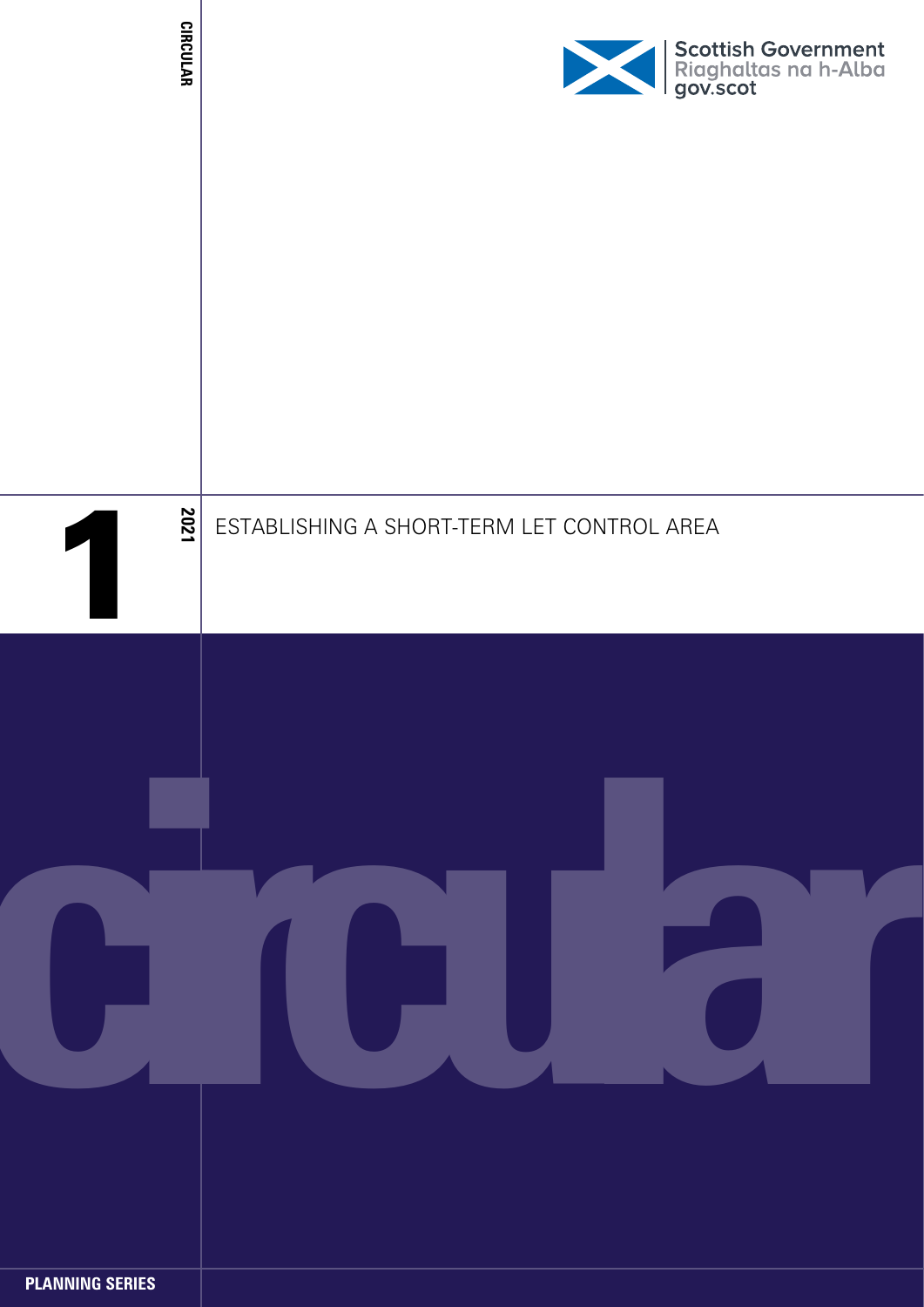Scottish Government
Riaghaltas na h-Alba
gov.scot

CIRCULAR

1 2021

# ESTABLISHING A SHORT-TERM LET CONTROL AREA

circular

PLANNING SERIES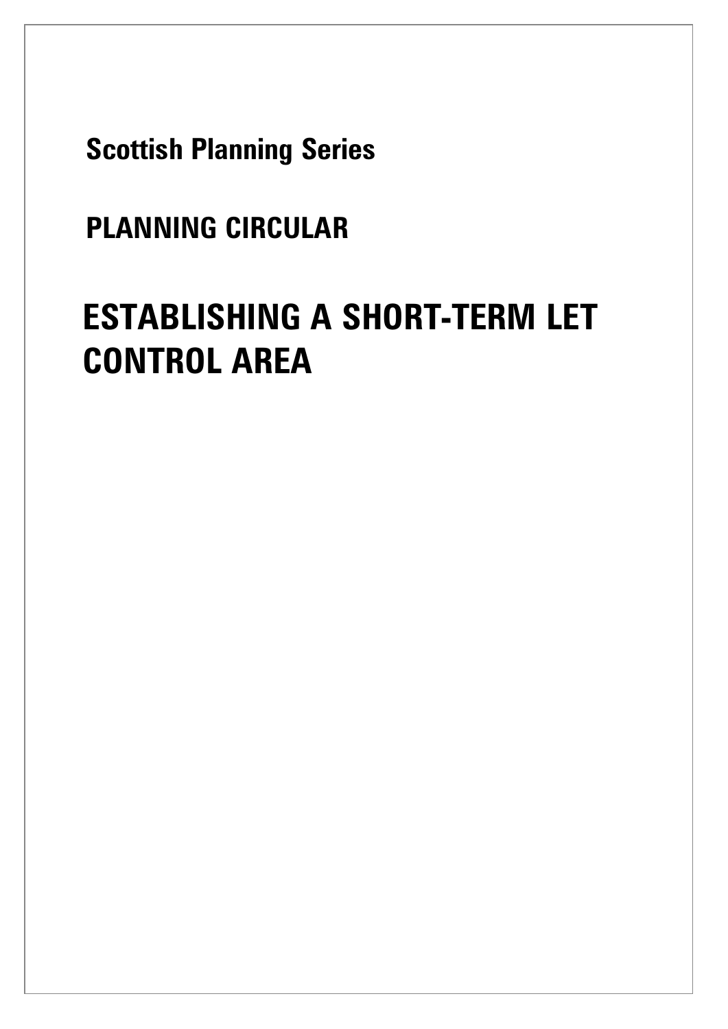**Scottish Planning Series**

**PLANNING CIRCULAR**

# ESTABLISHING A SHORT-TERM LET CONTROL AREA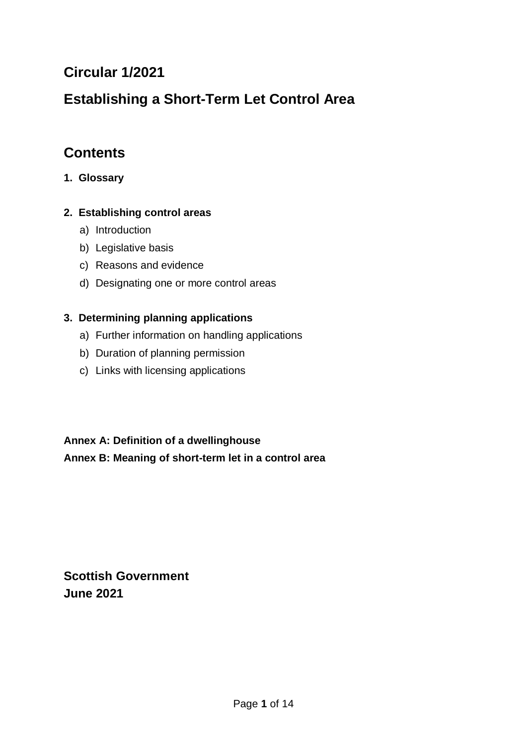## Circular 1/2021

## Establishing a Short-Term Let Control Area

# Contents

**1. Glossary**

**2. Establishing control areas**

a) Introduction
b) Legislative basis
c) Reasons and evidence
d) Designating one or more control areas

**3. Determining planning applications**

a) Further information on handling applications
b) Duration of planning permission
c) Links with licensing applications

**Annex A: Definition of a dwellinghouse**
**Annex B: Meaning of short-term let in a control area**

**Scottish Government**
**June 2021**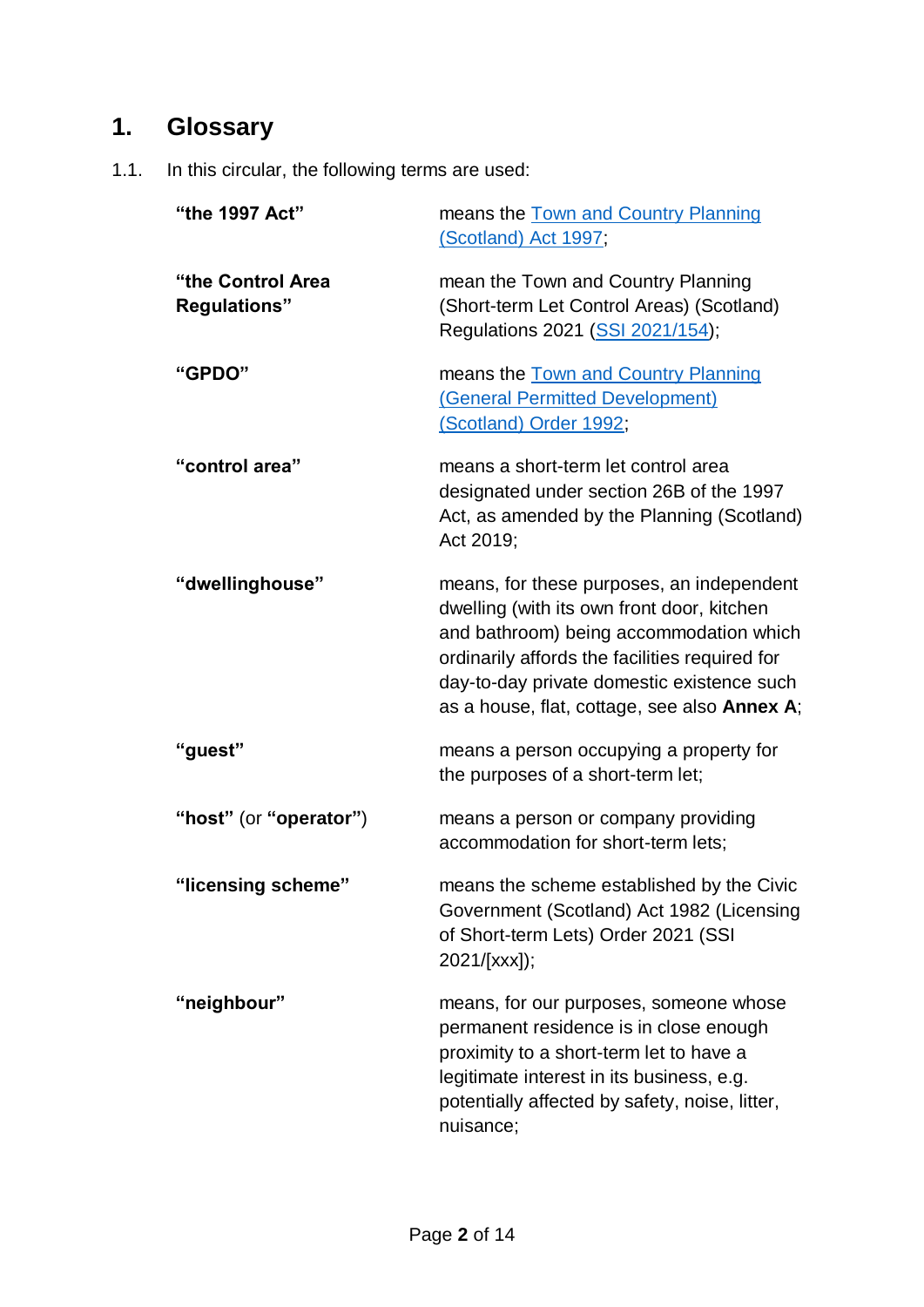# 1. Glossary

1.1. In this circular, the following terms are used:

| | |
|---|---|
| **"the 1997 Act"** | means the [Town and Country Planning (Scotland) Act 1997](); |
| **"the Control Area Regulations"** | mean the Town and Country Planning (Short-term Let Control Areas) (Scotland) Regulations 2021 ([SSI 2021/154]()); |
| **"GPDO"** | means the [Town and Country Planning (General Permitted Development) (Scotland) Order 1992](); |
| **"control area"** | means a short-term let control area designated under section 26B of the 1997 Act, as amended by the Planning (Scotland) Act 2019; |
| **"dwellinghouse"** | means, for these purposes, an independent dwelling (with its own front door, kitchen and bathroom) being accommodation which ordinarily affords the facilities required for day-to-day private domestic existence such as a house, flat, cottage, see also **Annex A**; |
| **"guest"** | means a person occupying a property for the purposes of a short-term let; |
| **"host"** (or **"operator"**) | means a person or company providing accommodation for short-term lets; |
| **"licensing scheme"** | means the scheme established by the Civic Government (Scotland) Act 1982 (Licensing of Short-term Lets) Order 2021 (SSI 2021/[xxx]); |
| **"neighbour"** | means, for our purposes, someone whose permanent residence is in close enough proximity to a short-term let to have a legitimate interest in its business, e.g. potentially affected by safety, noise, litter, nuisance; |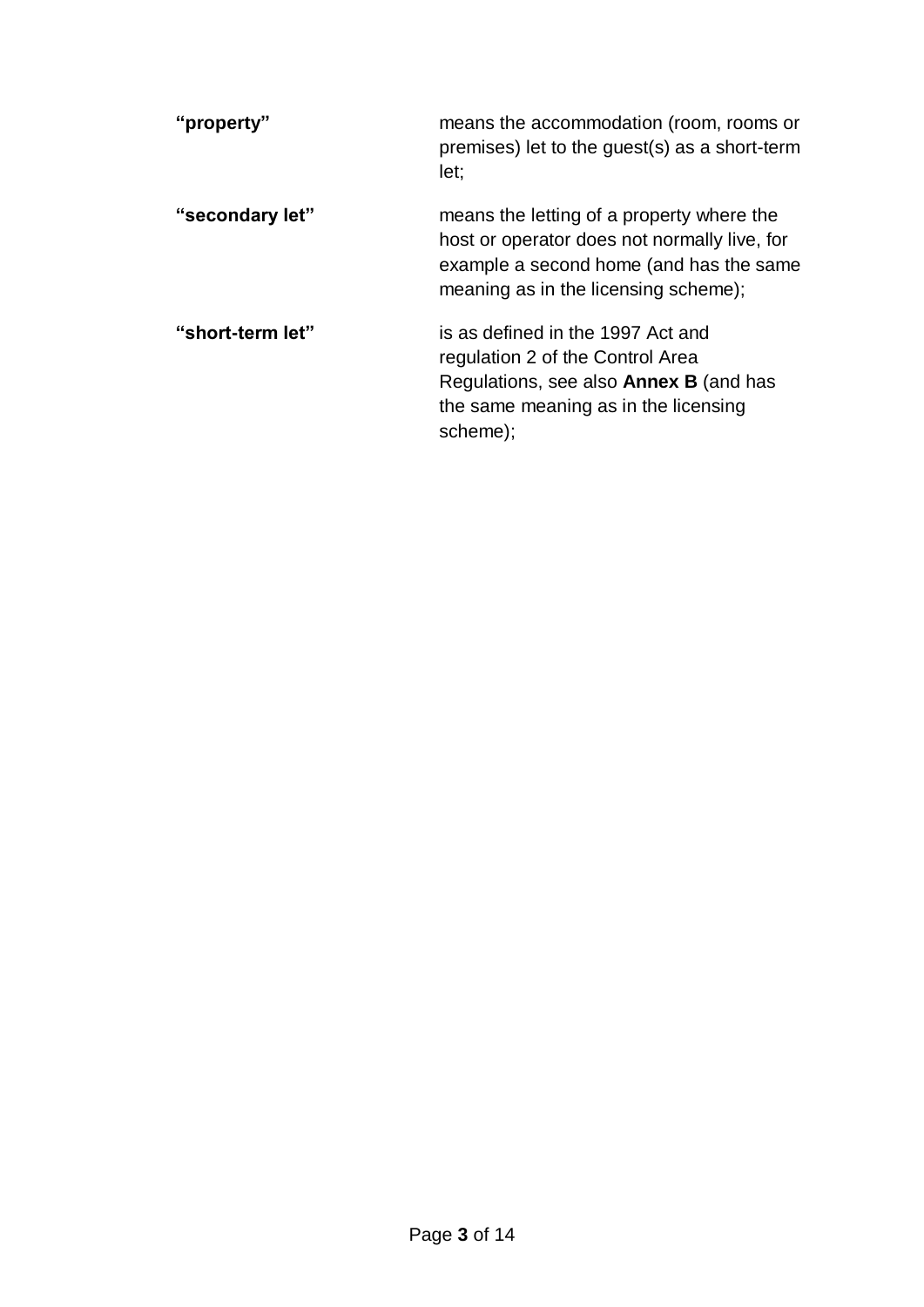| | |
|---|---|
| **"property"** | means the accommodation (room, rooms or premises) let to the guest(s) as a short-term let; |
| **"secondary let"** | means the letting of a property where the host or operator does not normally live, for example a second home (and has the same meaning as in the licensing scheme); |
| **"short-term let"** | is as defined in the 1997 Act and regulation 2 of the Control Area Regulations, see also **Annex B** (and has the same meaning as in the licensing scheme); |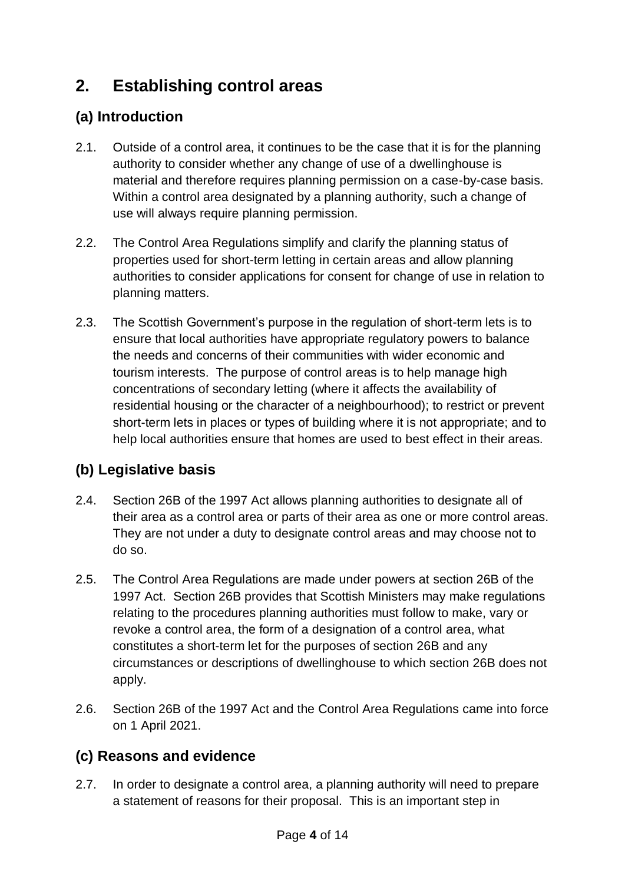## 2. Establishing control areas

### (a) Introduction

2.1. Outside of a control area, it continues to be the case that it is for the planning authority to consider whether any change of use of a dwellinghouse is material and therefore requires planning permission on a case-by-case basis. Within a control area designated by a planning authority, such a change of use will always require planning permission.

2.2. The Control Area Regulations simplify and clarify the planning status of properties used for short-term letting in certain areas and allow planning authorities to consider applications for consent for change of use in relation to planning matters.

2.3. The Scottish Government's purpose in the regulation of short-term lets is to ensure that local authorities have appropriate regulatory powers to balance the needs and concerns of their communities with wider economic and tourism interests. The purpose of control areas is to help manage high concentrations of secondary letting (where it affects the availability of residential housing or the character of a neighbourhood); to restrict or prevent short-term lets in places or types of building where it is not appropriate; and to help local authorities ensure that homes are used to best effect in their areas.

### (b) Legislative basis

2.4. Section 26B of the 1997 Act allows planning authorities to designate all of their area as a control area or parts of their area as one or more control areas. They are not under a duty to designate control areas and may choose not to do so.

2.5. The Control Area Regulations are made under powers at section 26B of the 1997 Act. Section 26B provides that Scottish Ministers may make regulations relating to the procedures planning authorities must follow to make, vary or revoke a control area, the form of a designation of a control area, what constitutes a short-term let for the purposes of section 26B and any circumstances or descriptions of dwellinghouse to which section 26B does not apply.

2.6. Section 26B of the 1997 Act and the Control Area Regulations came into force on 1 April 2021.

### (c) Reasons and evidence

2.7. In order to designate a control area, a planning authority will need to prepare a statement of reasons for their proposal. This is an important step in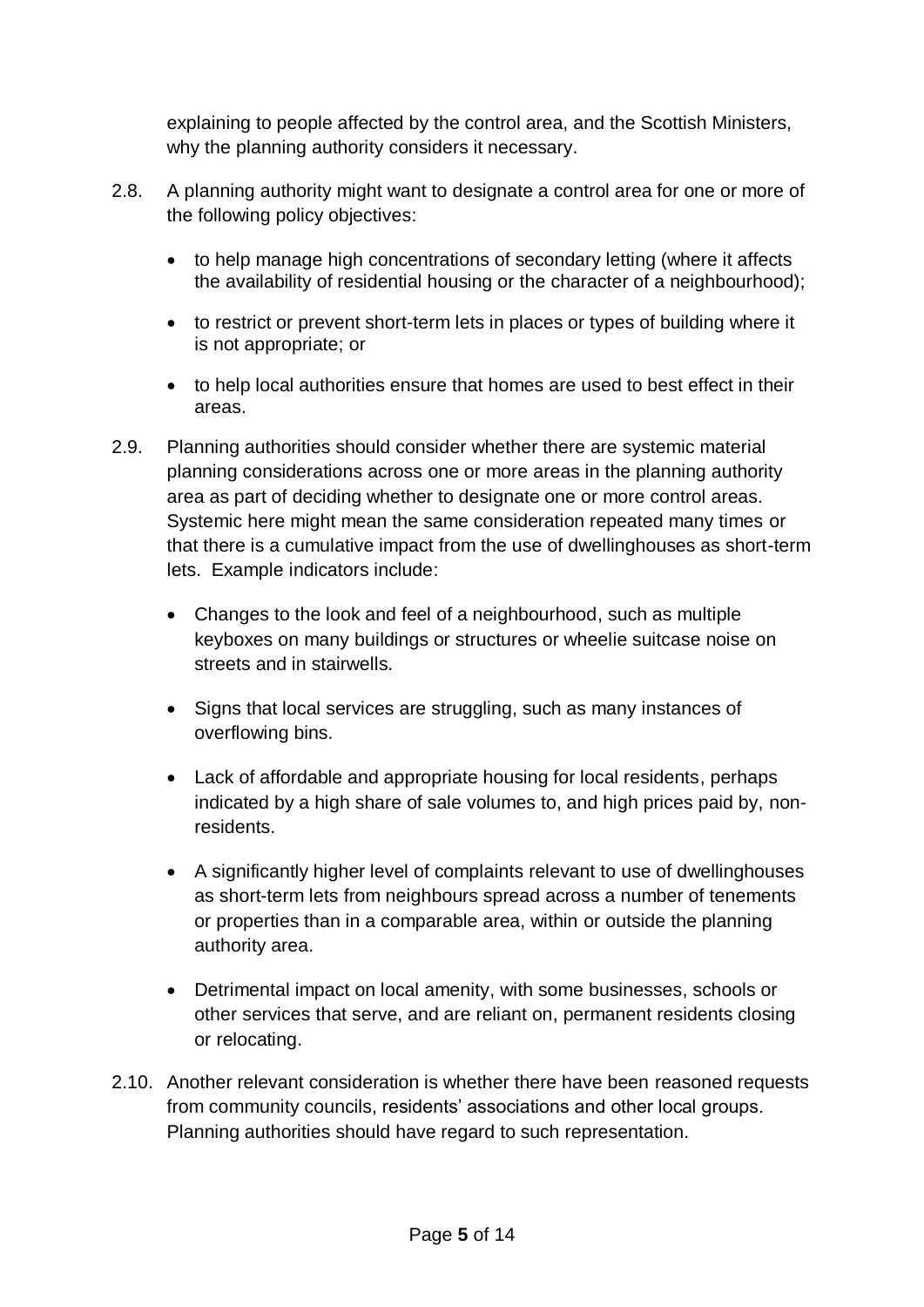explaining to people affected by the control area, and the Scottish Ministers, why the planning authority considers it necessary.

2.8. A planning authority might want to designate a control area for one or more of the following policy objectives:

- to help manage high concentrations of secondary letting (where it affects the availability of residential housing or the character of a neighbourhood);
- to restrict or prevent short-term lets in places or types of building where it is not appropriate; or
- to help local authorities ensure that homes are used to best effect in their areas.

2.9. Planning authorities should consider whether there are systemic material planning considerations across one or more areas in the planning authority area as part of deciding whether to designate one or more control areas. Systemic here might mean the same consideration repeated many times or that there is a cumulative impact from the use of dwellinghouses as short-term lets. Example indicators include:

- Changes to the look and feel of a neighbourhood, such as multiple keyboxes on many buildings or structures or wheelie suitcase noise on streets and in stairwells.
- Signs that local services are struggling, such as many instances of overflowing bins.
- Lack of affordable and appropriate housing for local residents, perhaps indicated by a high share of sale volumes to, and high prices paid by, non-residents.
- A significantly higher level of complaints relevant to use of dwellinghouses as short-term lets from neighbours spread across a number of tenements or properties than in a comparable area, within or outside the planning authority area.
- Detrimental impact on local amenity, with some businesses, schools or other services that serve, and are reliant on, permanent residents closing or relocating.

2.10. Another relevant consideration is whether there have been reasoned requests from community councils, residents' associations and other local groups. Planning authorities should have regard to such representation.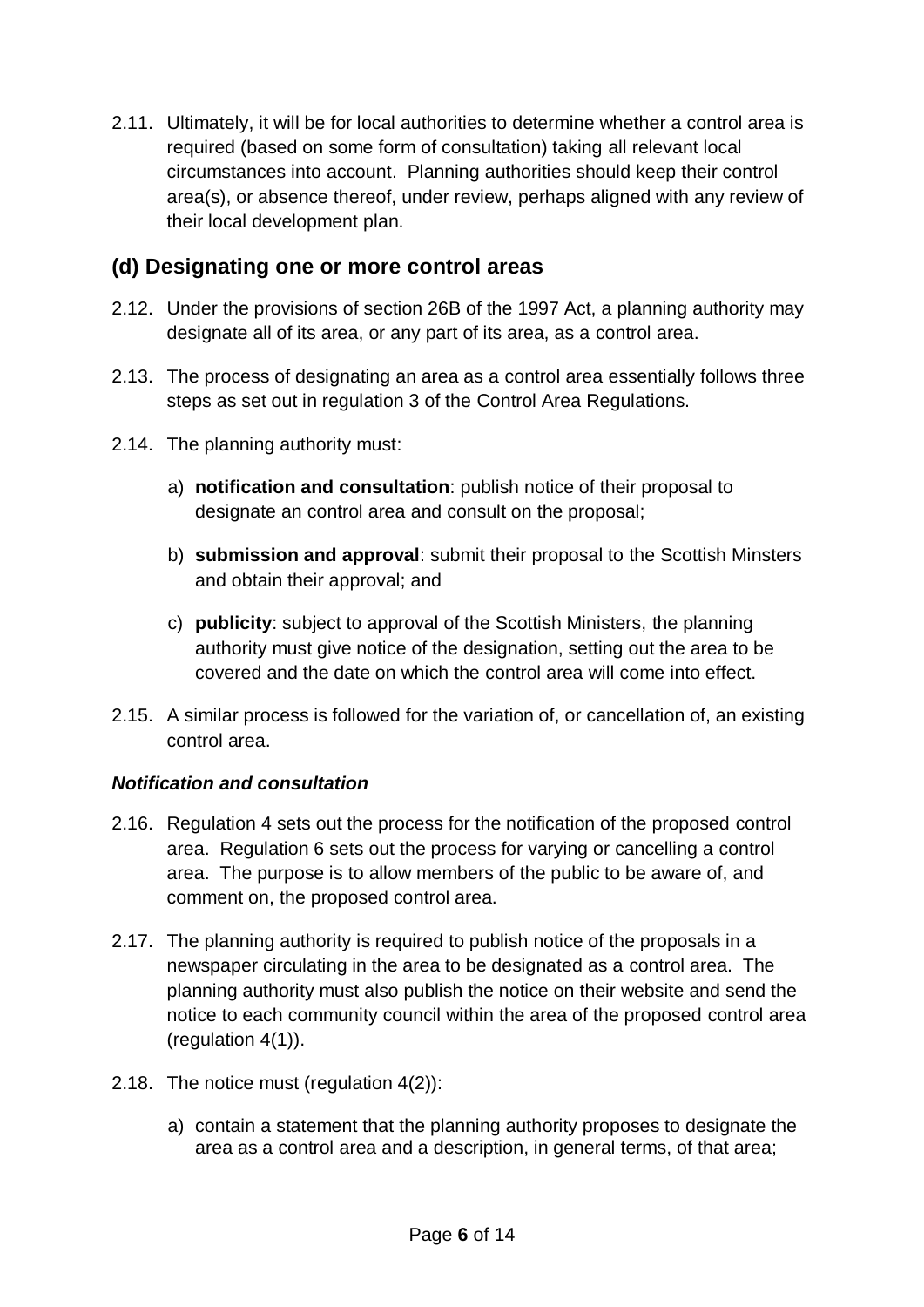2.11. Ultimately, it will be for local authorities to determine whether a control area is required (based on some form of consultation) taking all relevant local circumstances into account. Planning authorities should keep their control area(s), or absence thereof, under review, perhaps aligned with any review of their local development plan.

## (d) Designating one or more control areas

2.12. Under the provisions of section 26B of the 1997 Act, a planning authority may designate all of its area, or any part of its area, as a control area.

2.13. The process of designating an area as a control area essentially follows three steps as set out in regulation 3 of the Control Area Regulations.

2.14. The planning authority must:

a) **notification and consultation**: publish notice of their proposal to designate an control area and consult on the proposal;

b) **submission and approval**: submit their proposal to the Scottish Minsters and obtain their approval; and

c) **publicity**: subject to approval of the Scottish Ministers, the planning authority must give notice of the designation, setting out the area to be covered and the date on which the control area will come into effect.

2.15. A similar process is followed for the variation of, or cancellation of, an existing control area.

***Notification and consultation***

2.16. Regulation 4 sets out the process for the notification of the proposed control area. Regulation 6 sets out the process for varying or cancelling a control area. The purpose is to allow members of the public to be aware of, and comment on, the proposed control area.

2.17. The planning authority is required to publish notice of the proposals in a newspaper circulating in the area to be designated as a control area. The planning authority must also publish the notice on their website and send the notice to each community council within the area of the proposed control area (regulation 4(1)).

2.18. The notice must (regulation 4(2)):

a) contain a statement that the planning authority proposes to designate the area as a control area and a description, in general terms, of that area;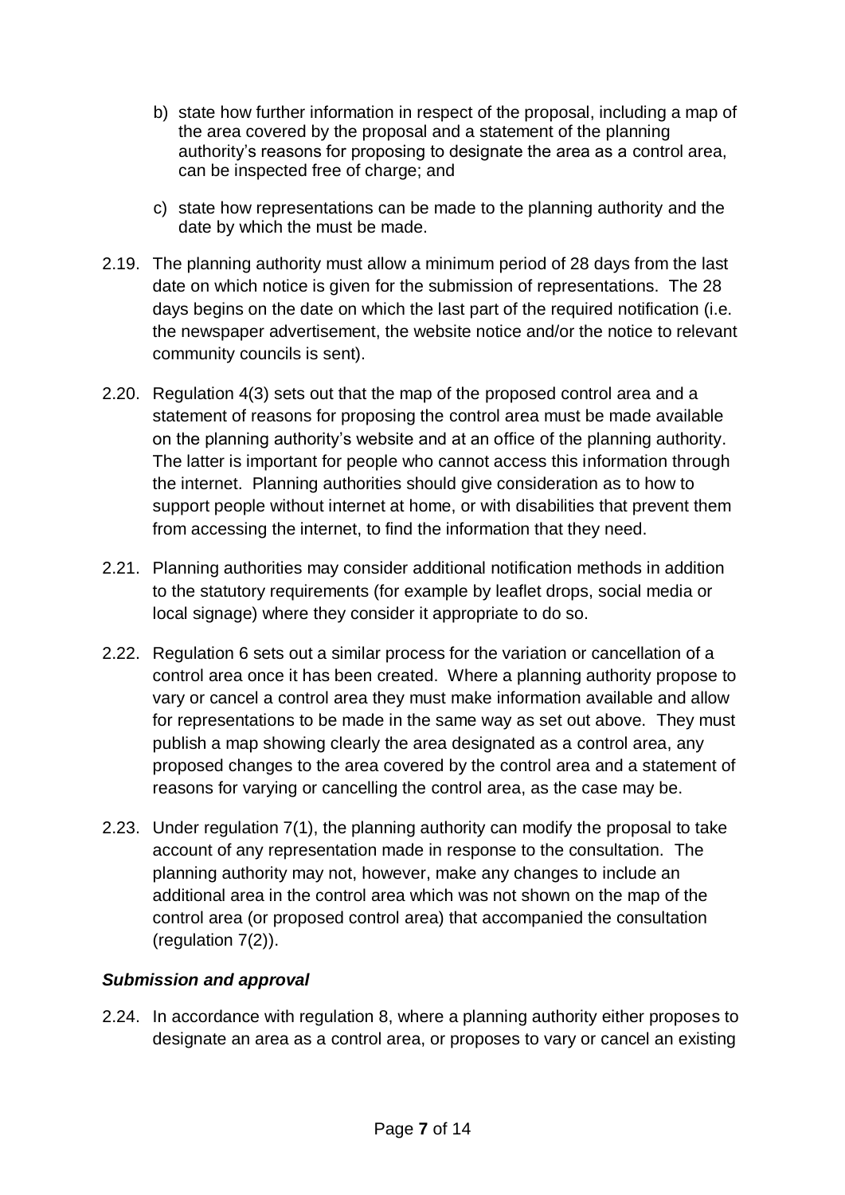b) state how further information in respect of the proposal, including a map of the area covered by the proposal and a statement of the planning authority's reasons for proposing to designate the area as a control area, can be inspected free of charge; and

c) state how representations can be made to the planning authority and the date by which the must be made.

2.19. The planning authority must allow a minimum period of 28 days from the last date on which notice is given for the submission of representations. The 28 days begins on the date on which the last part of the required notification (i.e. the newspaper advertisement, the website notice and/or the notice to relevant community councils is sent).

2.20. Regulation 4(3) sets out that the map of the proposed control area and a statement of reasons for proposing the control area must be made available on the planning authority's website and at an office of the planning authority. The latter is important for people who cannot access this information through the internet. Planning authorities should give consideration as to how to support people without internet at home, or with disabilities that prevent them from accessing the internet, to find the information that they need.

2.21. Planning authorities may consider additional notification methods in addition to the statutory requirements (for example by leaflet drops, social media or local signage) where they consider it appropriate to do so.

2.22. Regulation 6 sets out a similar process for the variation or cancellation of a control area once it has been created. Where a planning authority propose to vary or cancel a control area they must make information available and allow for representations to be made in the same way as set out above. They must publish a map showing clearly the area designated as a control area, any proposed changes to the area covered by the control area and a statement of reasons for varying or cancelling the control area, as the case may be.

2.23. Under regulation 7(1), the planning authority can modify the proposal to take account of any representation made in response to the consultation. The planning authority may not, however, make any changes to include an additional area in the control area which was not shown on the map of the control area (or proposed control area) that accompanied the consultation (regulation 7(2)).

***Submission and approval***

2.24. In accordance with regulation 8, where a planning authority either proposes to designate an area as a control area, or proposes to vary or cancel an existing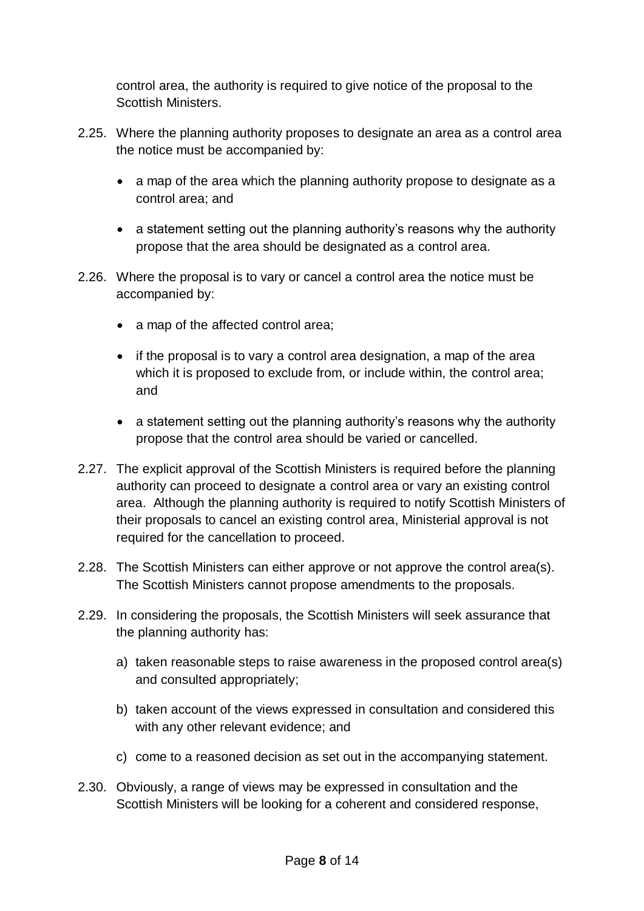control area, the authority is required to give notice of the proposal to the Scottish Ministers.

2.25. Where the planning authority proposes to designate an area as a control area the notice must be accompanied by:

- a map of the area which the planning authority propose to designate as a control area; and
- a statement setting out the planning authority's reasons why the authority propose that the area should be designated as a control area.

2.26. Where the proposal is to vary or cancel a control area the notice must be accompanied by:

- a map of the affected control area;
- if the proposal is to vary a control area designation, a map of the area which it is proposed to exclude from, or include within, the control area; and
- a statement setting out the planning authority's reasons why the authority propose that the control area should be varied or cancelled.

2.27. The explicit approval of the Scottish Ministers is required before the planning authority can proceed to designate a control area or vary an existing control area. Although the planning authority is required to notify Scottish Ministers of their proposals to cancel an existing control area, Ministerial approval is not required for the cancellation to proceed.

2.28. The Scottish Ministers can either approve or not approve the control area(s). The Scottish Ministers cannot propose amendments to the proposals.

2.29. In considering the proposals, the Scottish Ministers will seek assurance that the planning authority has:

a) taken reasonable steps to raise awareness in the proposed control area(s) and consulted appropriately;

b) taken account of the views expressed in consultation and considered this with any other relevant evidence; and

c) come to a reasoned decision as set out in the accompanying statement.

2.30. Obviously, a range of views may be expressed in consultation and the Scottish Ministers will be looking for a coherent and considered response,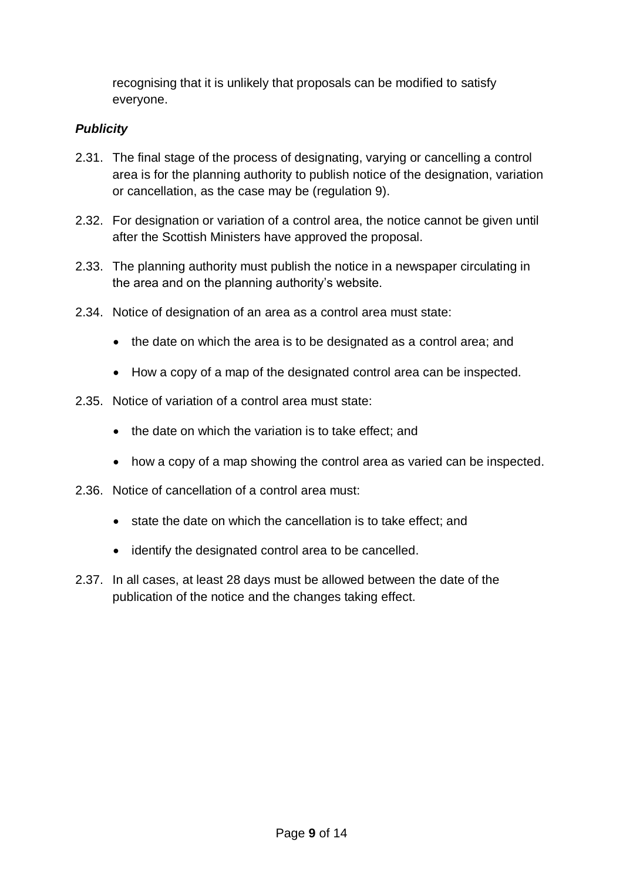recognising that it is unlikely that proposals can be modified to satisfy everyone.

***Publicity***

2.31. The final stage of the process of designating, varying or cancelling a control area is for the planning authority to publish notice of the designation, variation or cancellation, as the case may be (regulation 9).

2.32. For designation or variation of a control area, the notice cannot be given until after the Scottish Ministers have approved the proposal.

2.33. The planning authority must publish the notice in a newspaper circulating in the area and on the planning authority's website.

2.34. Notice of designation of an area as a control area must state:

- the date on which the area is to be designated as a control area; and
- How a copy of a map of the designated control area can be inspected.

2.35. Notice of variation of a control area must state:

- the date on which the variation is to take effect; and
- how a copy of a map showing the control area as varied can be inspected.

2.36. Notice of cancellation of a control area must:

- state the date on which the cancellation is to take effect; and
- identify the designated control area to be cancelled.

2.37. In all cases, at least 28 days must be allowed between the date of the publication of the notice and the changes taking effect.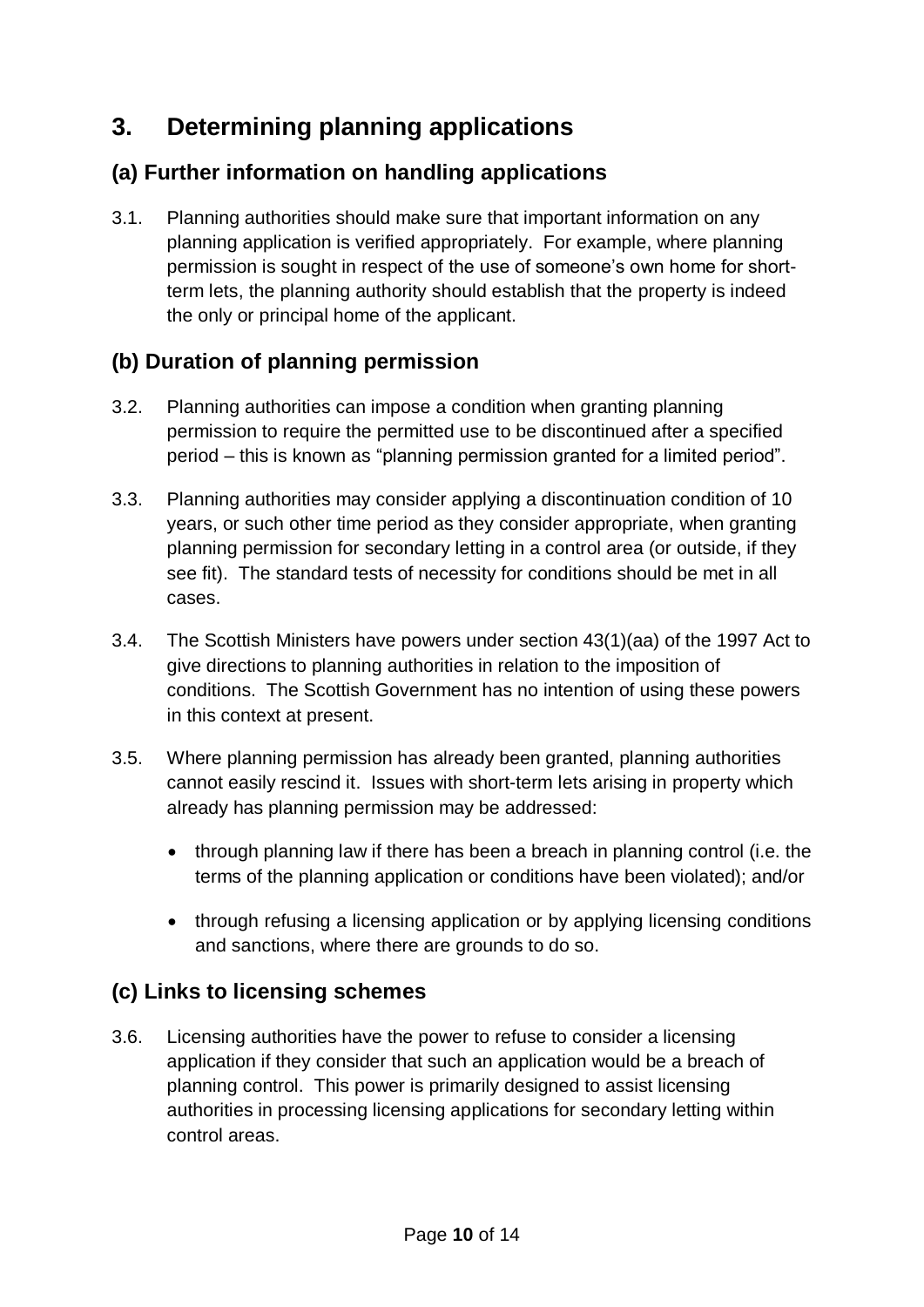# 3. Determining planning applications

## (a) Further information on handling applications

3.1. Planning authorities should make sure that important information on any planning application is verified appropriately. For example, where planning permission is sought in respect of the use of someone's own home for short-term lets, the planning authority should establish that the property is indeed the only or principal home of the applicant.

## (b) Duration of planning permission

3.2. Planning authorities can impose a condition when granting planning permission to require the permitted use to be discontinued after a specified period – this is known as "planning permission granted for a limited period".

3.3. Planning authorities may consider applying a discontinuation condition of 10 years, or such other time period as they consider appropriate, when granting planning permission for secondary letting in a control area (or outside, if they see fit). The standard tests of necessity for conditions should be met in all cases.

3.4. The Scottish Ministers have powers under section 43(1)(aa) of the 1997 Act to give directions to planning authorities in relation to the imposition of conditions. The Scottish Government has no intention of using these powers in this context at present.

3.5. Where planning permission has already been granted, planning authorities cannot easily rescind it. Issues with short-term lets arising in property which already has planning permission may be addressed:

- through planning law if there has been a breach in planning control (i.e. the terms of the planning application or conditions have been violated); and/or
- through refusing a licensing application or by applying licensing conditions and sanctions, where there are grounds to do so.

## (c) Links to licensing schemes

3.6. Licensing authorities have the power to refuse to consider a licensing application if they consider that such an application would be a breach of planning control. This power is primarily designed to assist licensing authorities in processing licensing applications for secondary letting within control areas.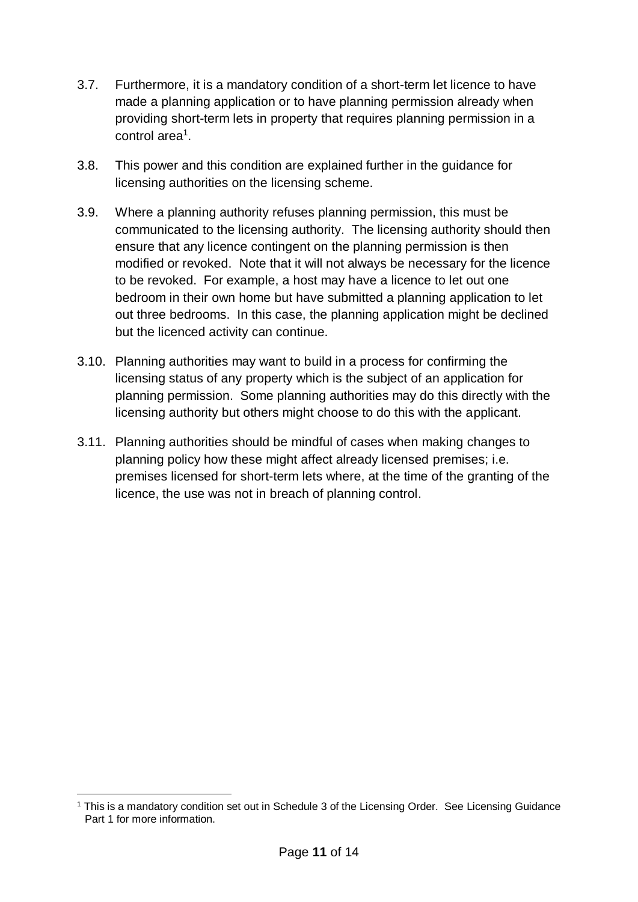3.7. Furthermore, it is a mandatory condition of a short-term let licence to have made a planning application or to have planning permission already when providing short-term lets in property that requires planning permission in a control area[1].

3.8. This power and this condition are explained further in the guidance for licensing authorities on the licensing scheme.

3.9. Where a planning authority refuses planning permission, this must be communicated to the licensing authority. The licensing authority should then ensure that any licence contingent on the planning permission is then modified or revoked. Note that it will not always be necessary for the licence to be revoked. For example, a host may have a licence to let out one bedroom in their own home but have submitted a planning application to let out three bedrooms. In this case, the planning application might be declined but the licenced activity can continue.

3.10. Planning authorities may want to build in a process for confirming the licensing status of any property which is the subject of an application for planning permission. Some planning authorities may do this directly with the licensing authority but others might choose to do this with the applicant.

3.11. Planning authorities should be mindful of cases when making changes to planning policy how these might affect already licensed premises; i.e. premises licensed for short-term lets where, at the time of the granting of the licence, the use was not in breach of planning control.

[1] This is a mandatory condition set out in Schedule 3 of the Licensing Order. See Licensing Guidance Part 1 for more information.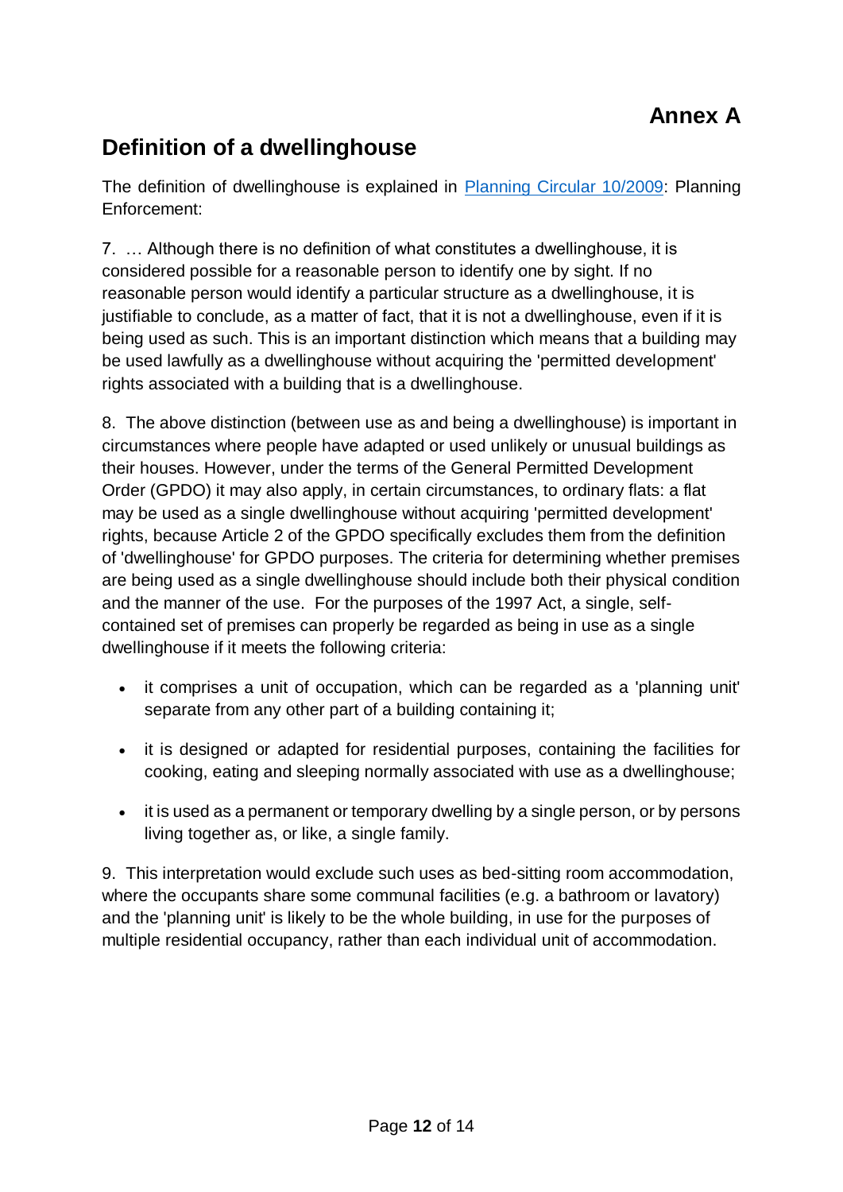# Annex A

## Definition of a dwellinghouse

The definition of dwellinghouse is explained in [Planning Circular 10/2009](): Planning Enforcement:

7. … Although there is no definition of what constitutes a dwellinghouse, it is considered possible for a reasonable person to identify one by sight. If no reasonable person would identify a particular structure as a dwellinghouse, it is justifiable to conclude, as a matter of fact, that it is not a dwellinghouse, even if it is being used as such. This is an important distinction which means that a building may be used lawfully as a dwellinghouse without acquiring the 'permitted development' rights associated with a building that is a dwellinghouse.

8. The above distinction (between use as and being a dwellinghouse) is important in circumstances where people have adapted or used unlikely or unusual buildings as their houses. However, under the terms of the General Permitted Development Order (GPDO) it may also apply, in certain circumstances, to ordinary flats: a flat may be used as a single dwellinghouse without acquiring 'permitted development' rights, because Article 2 of the GPDO specifically excludes them from the definition of 'dwellinghouse' for GPDO purposes. The criteria for determining whether premises are being used as a single dwellinghouse should include both their physical condition and the manner of the use. For the purposes of the 1997 Act, a single, self-contained set of premises can properly be regarded as being in use as a single dwellinghouse if it meets the following criteria:

- it comprises a unit of occupation, which can be regarded as a 'planning unit' separate from any other part of a building containing it;
- it is designed or adapted for residential purposes, containing the facilities for cooking, eating and sleeping normally associated with use as a dwellinghouse;
- it is used as a permanent or temporary dwelling by a single person, or by persons living together as, or like, a single family.

9. This interpretation would exclude such uses as bed-sitting room accommodation, where the occupants share some communal facilities (e.g. a bathroom or lavatory) and the 'planning unit' is likely to be the whole building, in use for the purposes of multiple residential occupancy, rather than each individual unit of accommodation.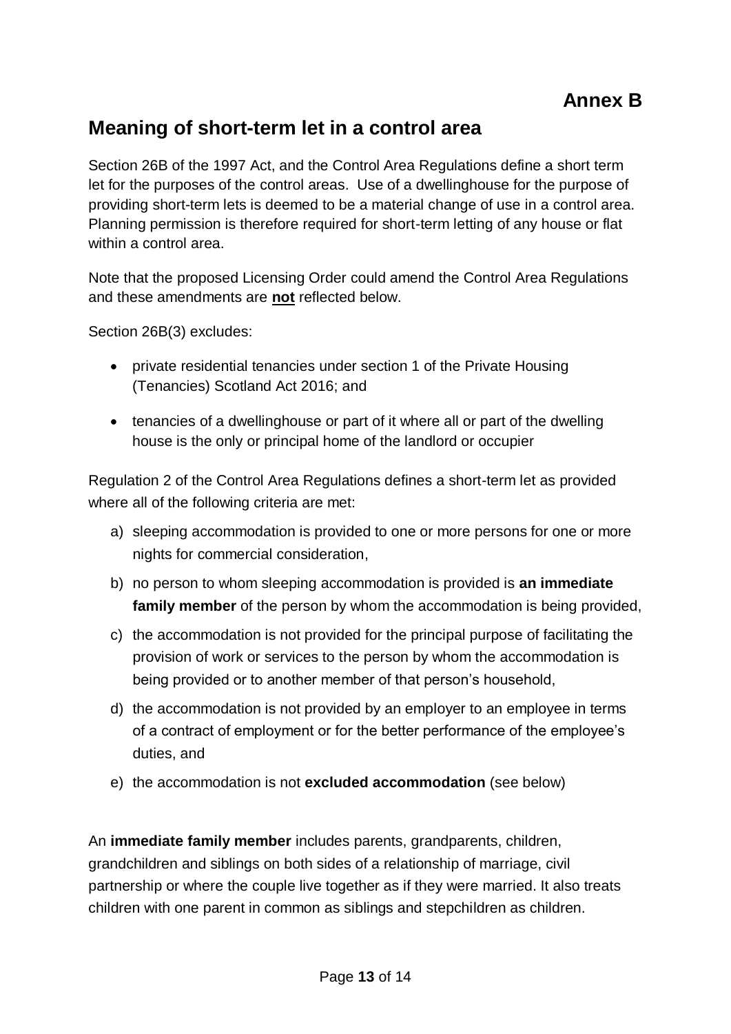# Annex B

## Meaning of short-term let in a control area

Section 26B of the 1997 Act, and the Control Area Regulations define a short term let for the purposes of the control areas. Use of a dwellinghouse for the purpose of providing short-term lets is deemed to be a material change of use in a control area. Planning permission is therefore required for short-term letting of any house or flat within a control area.

Note that the proposed Licensing Order could amend the Control Area Regulations and these amendments are **not** reflected below.

Section 26B(3) excludes:

- private residential tenancies under section 1 of the Private Housing (Tenancies) Scotland Act 2016; and
- tenancies of a dwellinghouse or part of it where all or part of the dwelling house is the only or principal home of the landlord or occupier

Regulation 2 of the Control Area Regulations defines a short-term let as provided where all of the following criteria are met:

a) sleeping accommodation is provided to one or more persons for one or more nights for commercial consideration,
b) no person to whom sleeping accommodation is provided is **an immediate family member** of the person by whom the accommodation is being provided,
c) the accommodation is not provided for the principal purpose of facilitating the provision of work or services to the person by whom the accommodation is being provided or to another member of that person's household,
d) the accommodation is not provided by an employer to an employee in terms of a contract of employment or for the better performance of the employee's duties, and
e) the accommodation is not **excluded accommodation** (see below)

An **immediate family member** includes parents, grandparents, children, grandchildren and siblings on both sides of a relationship of marriage, civil partnership or where the couple live together as if they were married. It also treats children with one parent in common as siblings and stepchildren as children.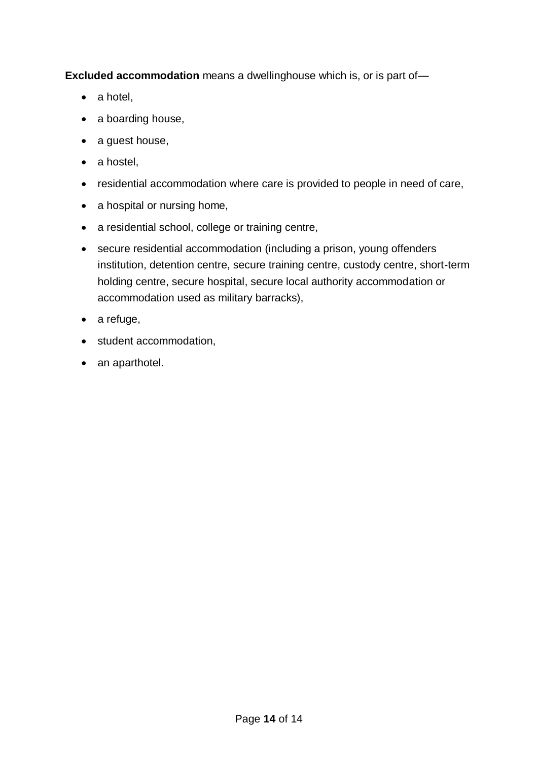**Excluded accommodation** means a dwellinghouse which is, or is part of—

- a hotel,
- a boarding house,
- a guest house,
- a hostel,
- residential accommodation where care is provided to people in need of care,
- a hospital or nursing home,
- a residential school, college or training centre,
- secure residential accommodation (including a prison, young offenders institution, detention centre, secure training centre, custody centre, short-term holding centre, secure hospital, secure local authority accommodation or accommodation used as military barracks),
- a refuge,
- student accommodation,
- an aparthotel.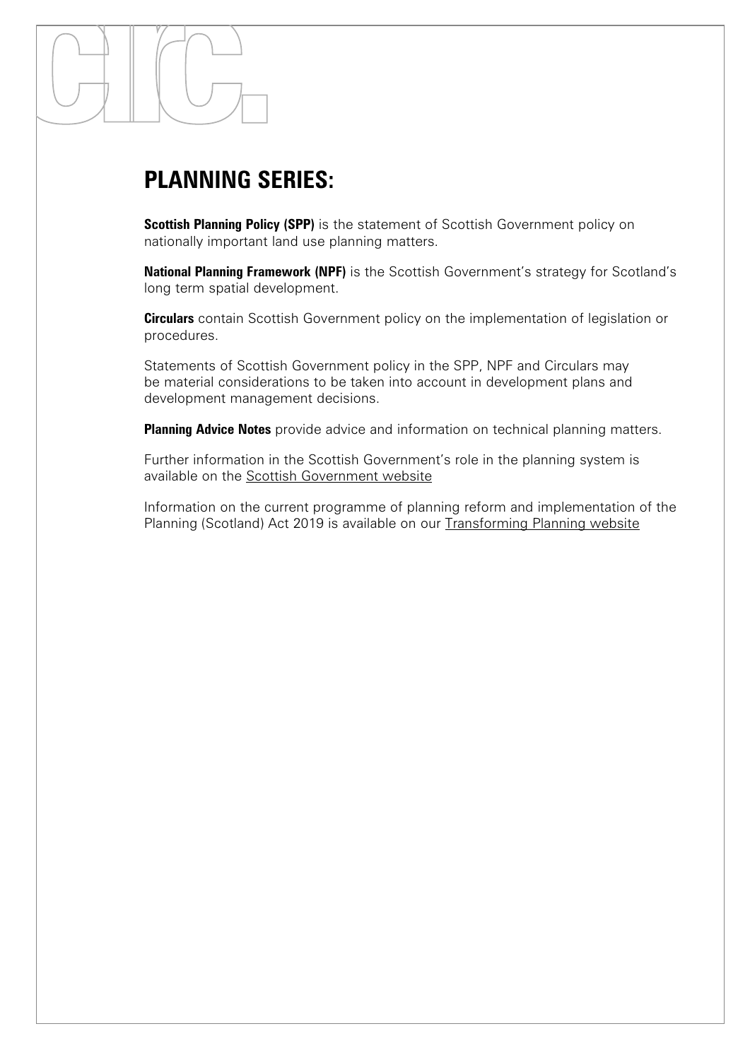# PLANNING SERIES:

**Scottish Planning Policy (SPP)** is the statement of Scottish Government policy on nationally important land use planning matters.

**National Planning Framework (NPF)** is the Scottish Government's strategy for Scotland's long term spatial development.

**Circulars** contain Scottish Government policy on the implementation of legislation or procedures.

Statements of Scottish Government policy in the SPP, NPF and Circulars may be material considerations to be taken into account in development plans and development management decisions.

**Planning Advice Notes** provide advice and information on technical planning matters.

Further information in the Scottish Government's role in the planning system is available on the Scottish Government website

Information on the current programme of planning reform and implementation of the Planning (Scotland) Act 2019 is available on our Transforming Planning website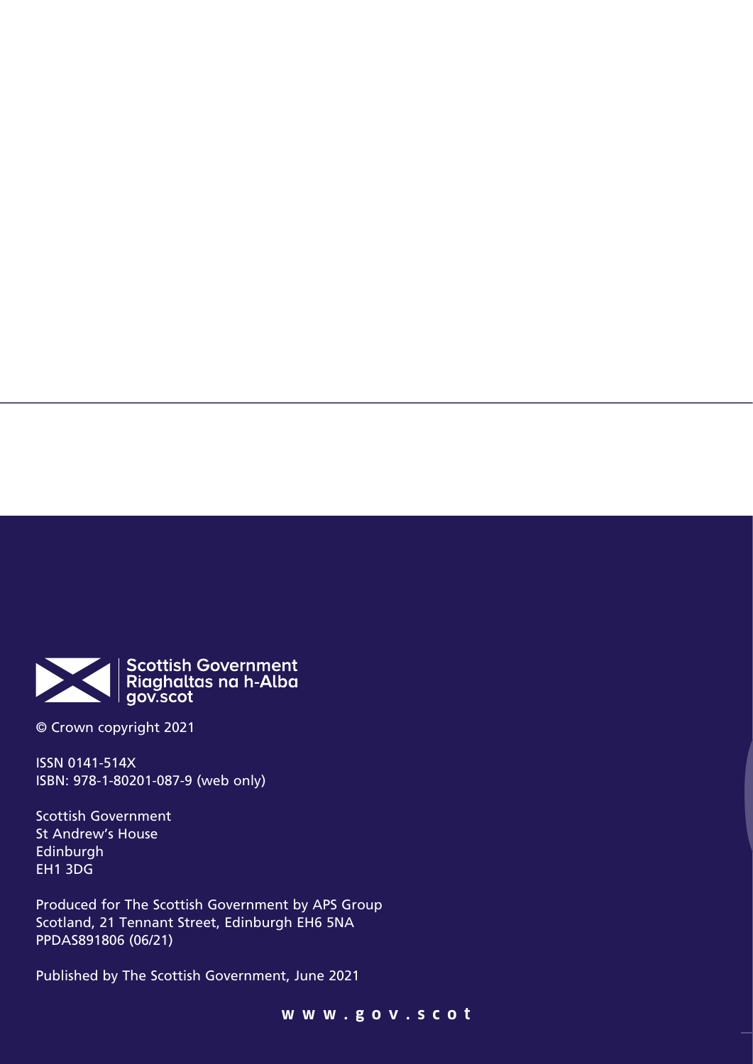Scottish Government
Riaghaltas na h-Alba
gov.scot

© Crown copyright 2021

ISSN 0141-514X
ISBN: 978-1-80201-087-9 (web only)

Scottish Government
St Andrew's House
Edinburgh
EH1 3DG

Produced for The Scottish Government by APS Group Scotland, 21 Tennant Street, Edinburgh EH6 5NA
PPDAS891806 (06/21)

Published by The Scottish Government, June 2021

www.gov.scot